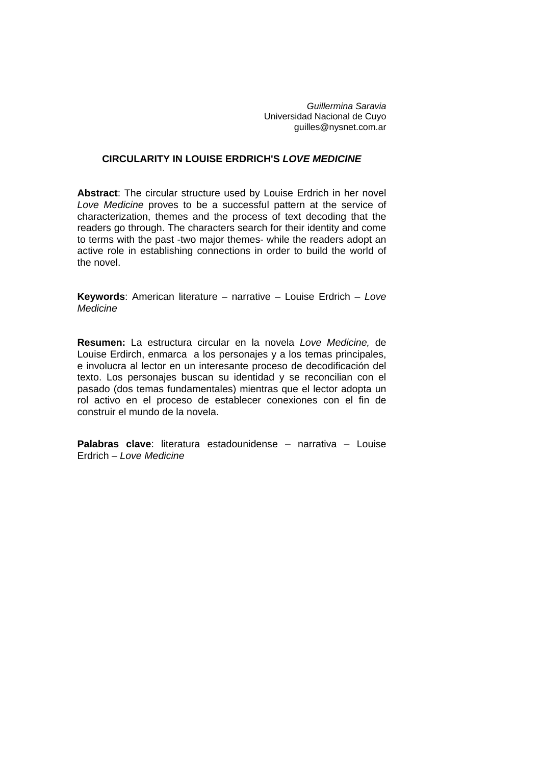*Guillermina Saravia*
Universidad Nacional de Cuyo
guilles@nysnet.com.ar

# CIRCULARITY IN LOUISE ERDRICH'S *LOVE MEDICINE*

**Abstract**: The circular structure used by Louise Erdrich in her novel *Love Medicine* proves to be a successful pattern at the service of characterization, themes and the process of text decoding that the readers go through. The characters search for their identity and come to terms with the past -two major themes- while the readers adopt an active role in establishing connections in order to build the world of the novel.

**Keywords**: American literature – narrative – Louise Erdrich – *Love Medicine*

**Resumen:** La estructura circular en la novela *Love Medicine,* de Louise Erdirch, enmarca a los personajes y a los temas principales, e involucra al lector en un interesante proceso de decodificación del texto. Los personajes buscan su identidad y se reconcilian con el pasado (dos temas fundamentales) mientras que el lector adopta un rol activo en el proceso de establecer conexiones con el fin de construir el mundo de la novela.

**Palabras clave**: literatura estadounidense – narrativa – Louise Erdrich – *Love Medicine*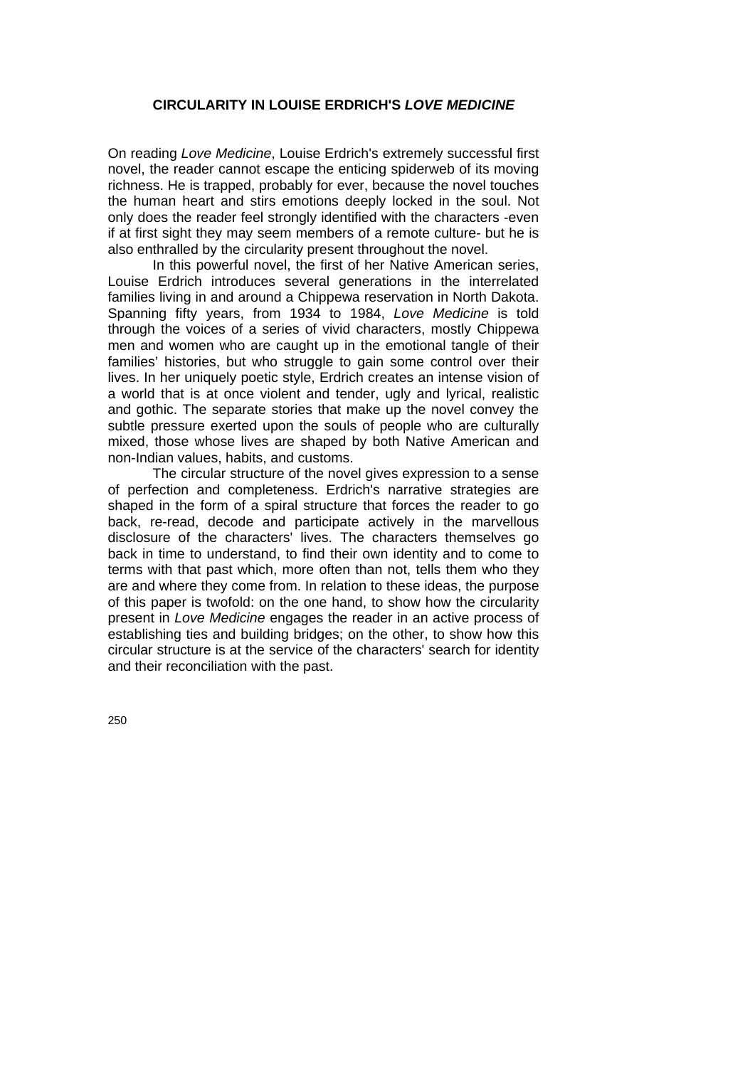# CIRCULARITY IN LOUISE ERDRICH'S *LOVE MEDICINE*

On reading *Love Medicine*, Louise Erdrich's extremely successful first novel, the reader cannot escape the enticing spiderweb of its moving richness. He is trapped, probably for ever, because the novel touches the human heart and stirs emotions deeply locked in the soul. Not only does the reader feel strongly identified with the characters -even if at first sight they may seem members of a remote culture- but he is also enthralled by the circularity present throughout the novel.

In this powerful novel, the first of her Native American series, Louise Erdrich introduces several generations in the interrelated families living in and around a Chippewa reservation in North Dakota. Spanning fifty years, from 1934 to 1984, *Love Medicine* is told through the voices of a series of vivid characters, mostly Chippewa men and women who are caught up in the emotional tangle of their families' histories, but who struggle to gain some control over their lives. In her uniquely poetic style, Erdrich creates an intense vision of a world that is at once violent and tender, ugly and lyrical, realistic and gothic. The separate stories that make up the novel convey the subtle pressure exerted upon the souls of people who are culturally mixed, those whose lives are shaped by both Native American and non-Indian values, habits, and customs.

The circular structure of the novel gives expression to a sense of perfection and completeness. Erdrich's narrative strategies are shaped in the form of a spiral structure that forces the reader to go back, re-read, decode and participate actively in the marvellous disclosure of the characters' lives. The characters themselves go back in time to understand, to find their own identity and to come to terms with that past which, more often than not, tells them who they are and where they come from. In relation to these ideas, the purpose of this paper is twofold: on the one hand, to show how the circularity present in *Love Medicine* engages the reader in an active process of establishing ties and building bridges; on the other, to show how this circular structure is at the service of the characters' search for identity and their reconciliation with the past.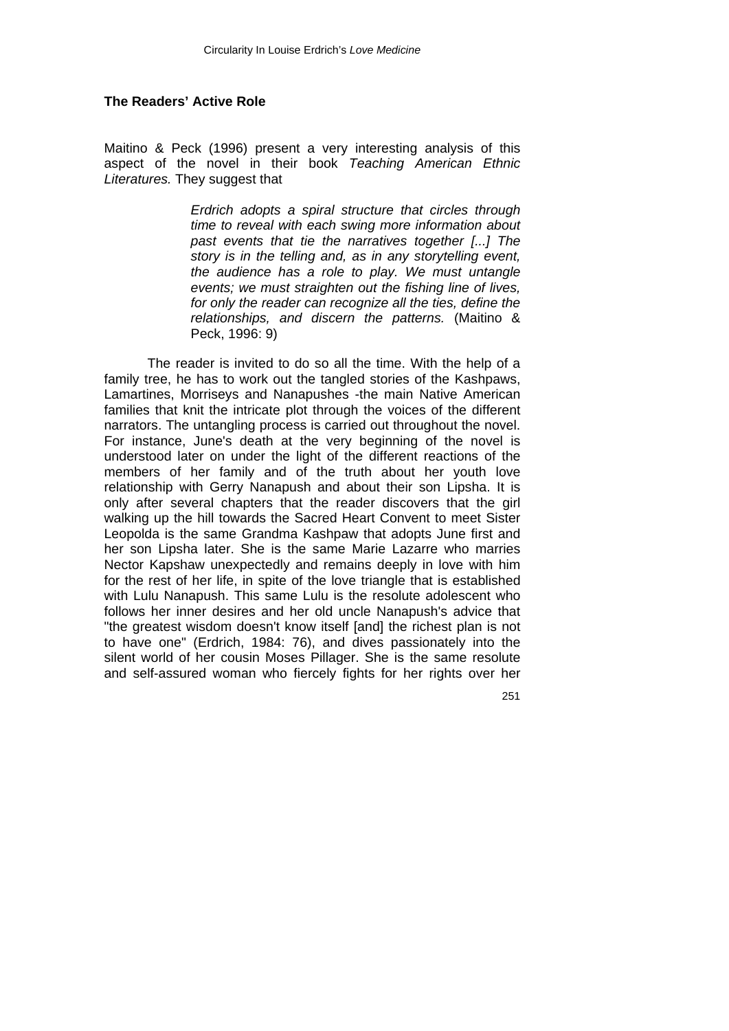### The Readers' Active Role

Maitino & Peck (1996) present a very interesting analysis of this aspect of the novel in their book *Teaching American Ethnic Literatures.* They suggest that

> *Erdrich adopts a spiral structure that circles through time to reveal with each swing more information about past events that tie the narratives together [...] The story is in the telling and, as in any storytelling event, the audience has a role to play. We must untangle events; we must straighten out the fishing line of lives, for only the reader can recognize all the ties, define the relationships, and discern the patterns.* (Maitino & Peck, 1996: 9)

The reader is invited to do so all the time. With the help of a family tree, he has to work out the tangled stories of the Kashpaws, Lamartines, Morriseys and Nanapushes -the main Native American families that knit the intricate plot through the voices of the different narrators. The untangling process is carried out throughout the novel. For instance, June's death at the very beginning of the novel is understood later on under the light of the different reactions of the members of her family and of the truth about her youth love relationship with Gerry Nanapush and about their son Lipsha. It is only after several chapters that the reader discovers that the girl walking up the hill towards the Sacred Heart Convent to meet Sister Leopolda is the same Grandma Kashpaw that adopts June first and her son Lipsha later. She is the same Marie Lazarre who marries Nector Kapshaw unexpectedly and remains deeply in love with him for the rest of her life, in spite of the love triangle that is established with Lulu Nanapush. This same Lulu is the resolute adolescent who follows her inner desires and her old uncle Nanapush's advice that "the greatest wisdom doesn't know itself [and] the richest plan is not to have one" (Erdrich, 1984: 76), and dives passionately into the silent world of her cousin Moses Pillager. She is the same resolute and self-assured woman who fiercely fights for her rights over her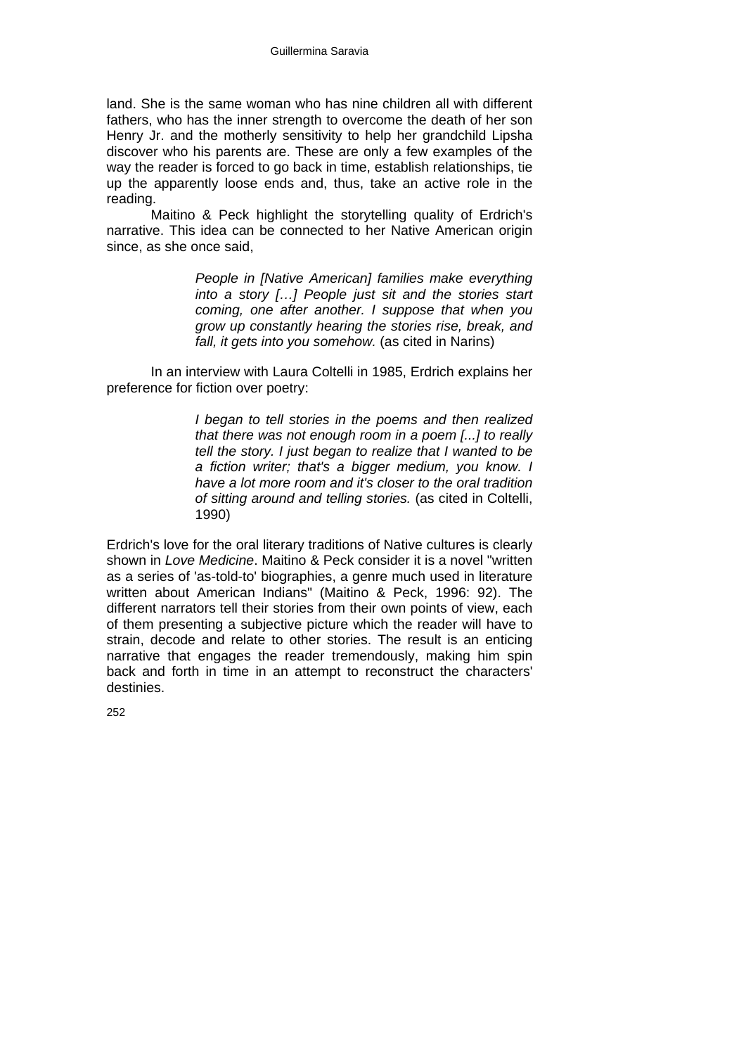land. She is the same woman who has nine children all with different fathers, who has the inner strength to overcome the death of her son Henry Jr. and the motherly sensitivity to help her grandchild Lipsha discover who his parents are. These are only a few examples of the way the reader is forced to go back in time, establish relationships, tie up the apparently loose ends and, thus, take an active role in the reading.

Maitino & Peck highlight the storytelling quality of Erdrich's narrative. This idea can be connected to her Native American origin since, as she once said,

> *People in [Native American] families make everything into a story […] People just sit and the stories start coming, one after another. I suppose that when you grow up constantly hearing the stories rise, break, and fall, it gets into you somehow.* (as cited in Narins)

In an interview with Laura Coltelli in 1985, Erdrich explains her preference for fiction over poetry:

> *I began to tell stories in the poems and then realized that there was not enough room in a poem [...] to really tell the story. I just began to realize that I wanted to be a fiction writer; that's a bigger medium, you know. I have a lot more room and it's closer to the oral tradition of sitting around and telling stories.* (as cited in Coltelli, 1990)

Erdrich's love for the oral literary traditions of Native cultures is clearly shown in *Love Medicine*. Maitino & Peck consider it is a novel "written as a series of 'as-told-to' biographies, a genre much used in literature written about American Indians" (Maitino & Peck, 1996: 92). The different narrators tell their stories from their own points of view, each of them presenting a subjective picture which the reader will have to strain, decode and relate to other stories. The result is an enticing narrative that engages the reader tremendously, making him spin back and forth in time in an attempt to reconstruct the characters' destinies.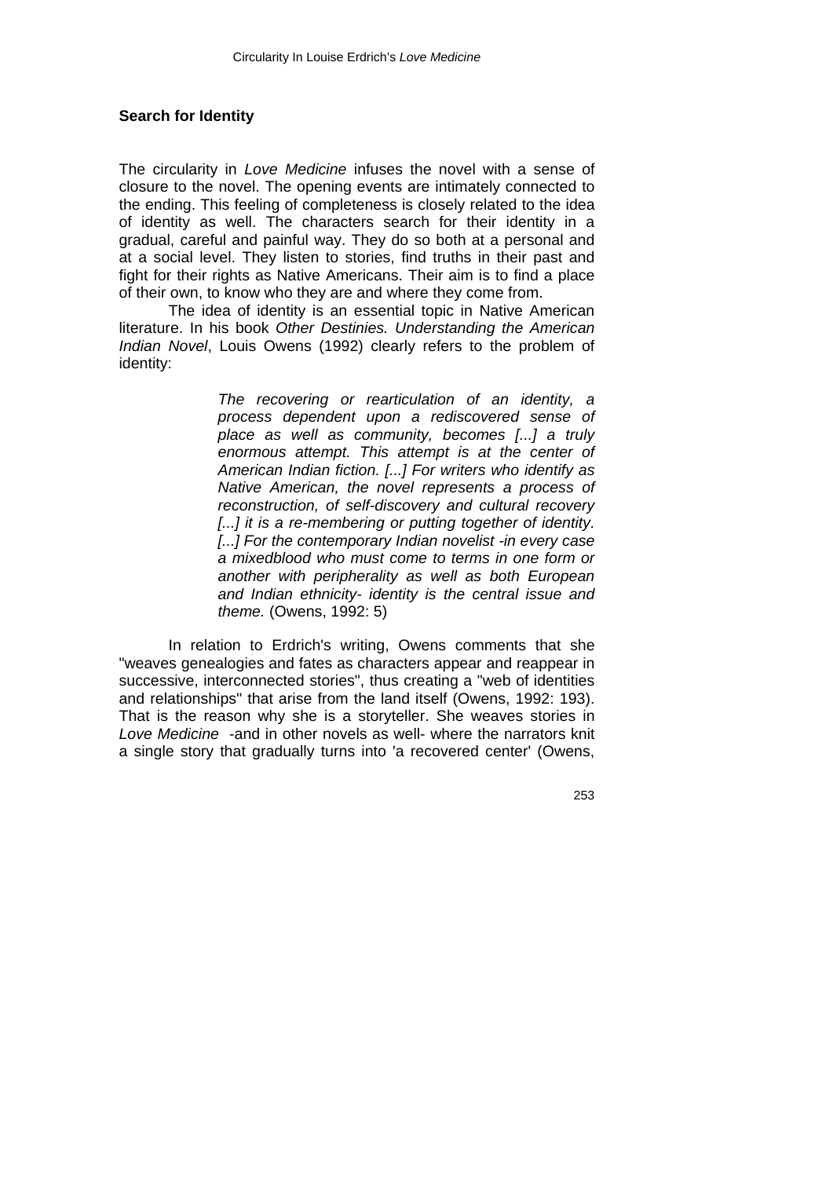## Search for Identity

The circularity in *Love Medicine* infuses the novel with a sense of closure to the novel. The opening events are intimately connected to the ending. This feeling of completeness is closely related to the idea of identity as well. The characters search for their identity in a gradual, careful and painful way. They do so both at a personal and at a social level. They listen to stories, find truths in their past and fight for their rights as Native Americans. Their aim is to find a place of their own, to know who they are and where they come from.

The idea of identity is an essential topic in Native American literature. In his book *Other Destinies. Understanding the American Indian Novel*, Louis Owens (1992) clearly refers to the problem of identity:

> *The recovering or rearticulation of an identity, a process dependent upon a rediscovered sense of place as well as community, becomes [...] a truly enormous attempt. This attempt is at the center of American Indian fiction. [...] For writers who identify as Native American, the novel represents a process of reconstruction, of self-discovery and cultural recovery [...] it is a re-membering or putting together of identity. [...] For the contemporary Indian novelist -in every case a mixedblood who must come to terms in one form or another with peripherality as well as both European and Indian ethnicity- identity is the central issue and theme.* (Owens, 1992: 5)

In relation to Erdrich's writing, Owens comments that she "weaves genealogies and fates as characters appear and reappear in successive, interconnected stories", thus creating a "web of identities and relationships" that arise from the land itself (Owens, 1992: 193). That is the reason why she is a storyteller. She weaves stories in *Love Medicine* -and in other novels as well- where the narrators knit a single story that gradually turns into 'a recovered center' (Owens,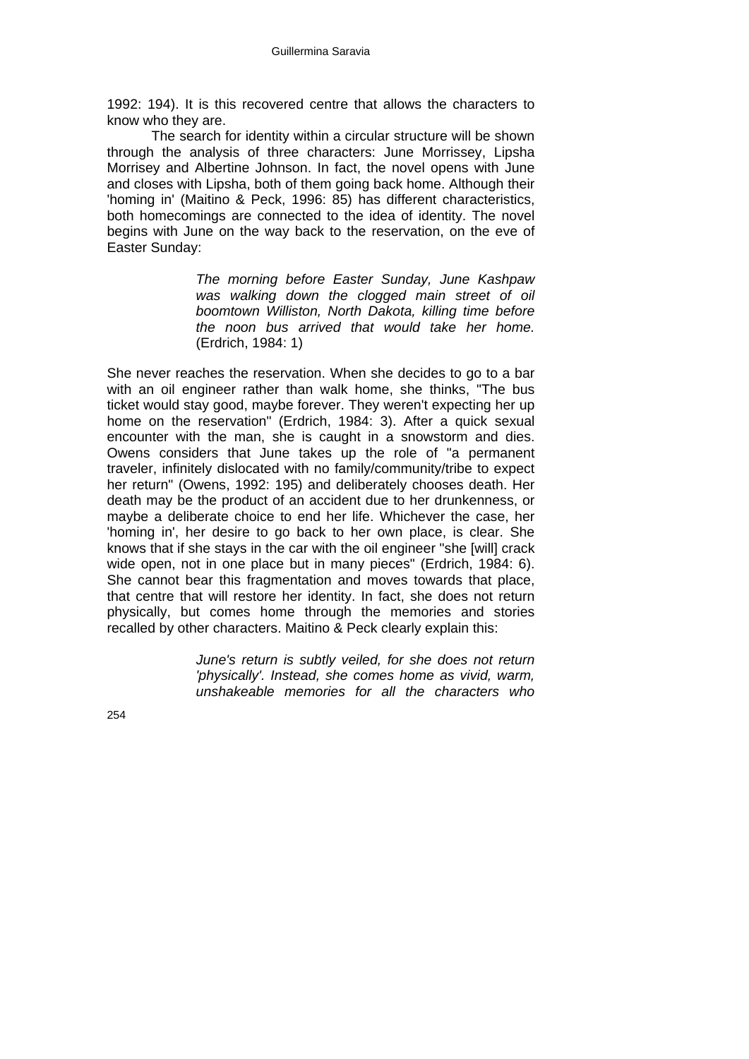1992: 194). It is this recovered centre that allows the characters to know who they are.

The search for identity within a circular structure will be shown through the analysis of three characters: June Morrissey, Lipsha Morrisey and Albertine Johnson. In fact, the novel opens with June and closes with Lipsha, both of them going back home. Although their 'homing in' (Maitino & Peck, 1996: 85) has different characteristics, both homecomings are connected to the idea of identity. The novel begins with June on the way back to the reservation, on the eve of Easter Sunday:

> *The morning before Easter Sunday, June Kashpaw was walking down the clogged main street of oil boomtown Williston, North Dakota, killing time before the noon bus arrived that would take her home.* (Erdrich, 1984: 1)

She never reaches the reservation. When she decides to go to a bar with an oil engineer rather than walk home, she thinks, "The bus ticket would stay good, maybe forever. They weren't expecting her up home on the reservation" (Erdrich, 1984: 3). After a quick sexual encounter with the man, she is caught in a snowstorm and dies. Owens considers that June takes up the role of "a permanent traveler, infinitely dislocated with no family/community/tribe to expect her return" (Owens, 1992: 195) and deliberately chooses death. Her death may be the product of an accident due to her drunkenness, or maybe a deliberate choice to end her life. Whichever the case, her 'homing in', her desire to go back to her own place, is clear. She knows that if she stays in the car with the oil engineer "she [will] crack wide open, not in one place but in many pieces" (Erdrich, 1984: 6). She cannot bear this fragmentation and moves towards that place, that centre that will restore her identity. In fact, she does not return physically, but comes home through the memories and stories recalled by other characters. Maitino & Peck clearly explain this:

> *June's return is subtly veiled, for she does not return 'physically'. Instead, she comes home as vivid, warm, unshakeable memories for all the characters who*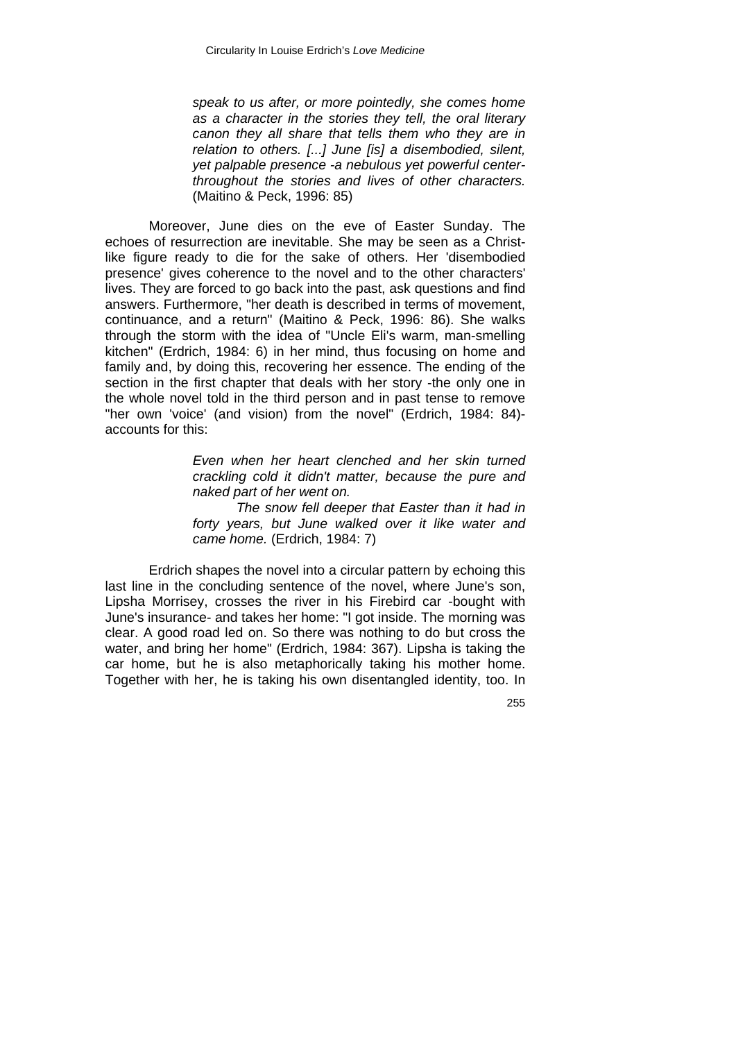> *speak to us after, or more pointedly, she comes home as a character in the stories they tell, the oral literary canon they all share that tells them who they are in relation to others. [...] June [is] a disembodied, silent, yet palpable presence -a nebulous yet powerful center- throughout the stories and lives of other characters.* (Maitino & Peck, 1996: 85)

Moreover, June dies on the eve of Easter Sunday. The echoes of resurrection are inevitable. She may be seen as a Christ-like figure ready to die for the sake of others. Her 'disembodied presence' gives coherence to the novel and to the other characters' lives. They are forced to go back into the past, ask questions and find answers. Furthermore, "her death is described in terms of movement, continuance, and a return" (Maitino & Peck, 1996: 86). She walks through the storm with the idea of "Uncle Eli's warm, man-smelling kitchen" (Erdrich, 1984: 6) in her mind, thus focusing on home and family and, by doing this, recovering her essence. The ending of the section in the first chapter that deals with her story -the only one in the whole novel told in the third person and in past tense to remove "her own 'voice' (and vision) from the novel" (Erdrich, 1984: 84)- accounts for this:

> *Even when her heart clenched and her skin turned crackling cold it didn't matter, because the pure and naked part of her went on.*
>
> *The snow fell deeper that Easter than it had in forty years, but June walked over it like water and came home.* (Erdrich, 1984: 7)

Erdrich shapes the novel into a circular pattern by echoing this last line in the concluding sentence of the novel, where June's son, Lipsha Morrisey, crosses the river in his Firebird car -bought with June's insurance- and takes her home: "I got inside. The morning was clear. A good road led on. So there was nothing to do but cross the water, and bring her home" (Erdrich, 1984: 367). Lipsha is taking the car home, but he is also metaphorically taking his mother home. Together with her, he is taking his own disentangled identity, too. In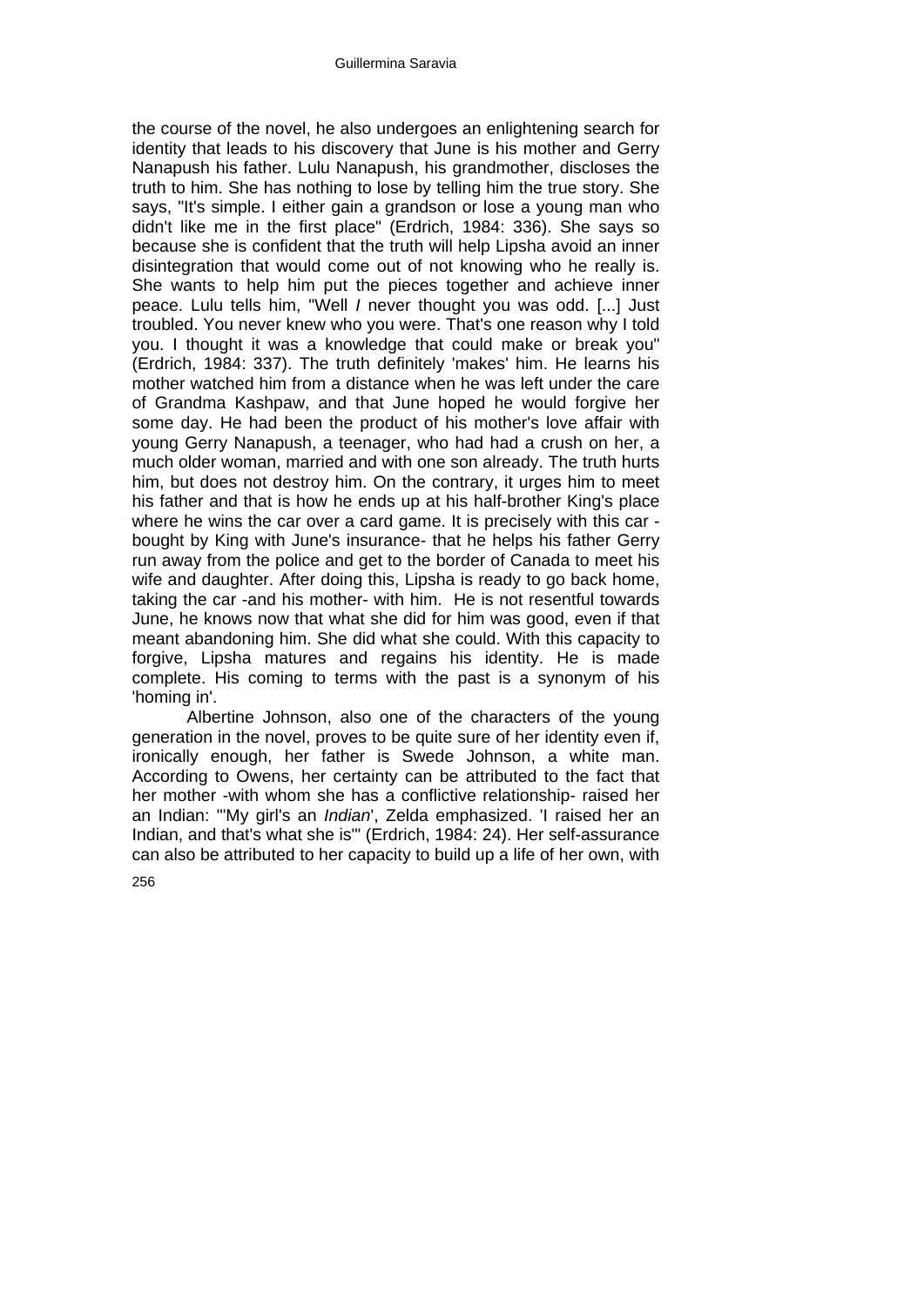the course of the novel, he also undergoes an enlightening search for identity that leads to his discovery that June is his mother and Gerry Nanapush his father. Lulu Nanapush, his grandmother, discloses the truth to him. She has nothing to lose by telling him the true story. She says, "It's simple. I either gain a grandson or lose a young man who didn't like me in the first place" (Erdrich, 1984: 336). She says so because she is confident that the truth will help Lipsha avoid an inner disintegration that would come out of not knowing who he really is. She wants to help him put the pieces together and achieve inner peace. Lulu tells him, "Well *I* never thought you was odd. [...] Just troubled. You never knew who you were. That's one reason why I told you. I thought it was a knowledge that could make or break you" (Erdrich, 1984: 337). The truth definitely 'makes' him. He learns his mother watched him from a distance when he was left under the care of Grandma Kashpaw, and that June hoped he would forgive her some day. He had been the product of his mother's love affair with young Gerry Nanapush, a teenager, who had had a crush on her, a much older woman, married and with one son already. The truth hurts him, but does not destroy him. On the contrary, it urges him to meet his father and that is how he ends up at his half-brother King's place where he wins the car over a card game. It is precisely with this car -bought by King with June's insurance- that he helps his father Gerry run away from the police and get to the border of Canada to meet his wife and daughter. After doing this, Lipsha is ready to go back home, taking the car -and his mother- with him. He is not resentful towards June, he knows now that what she did for him was good, even if that meant abandoning him. She did what she could. With this capacity to forgive, Lipsha matures and regains his identity. He is made complete. His coming to terms with the past is a synonym of his 'homing in'.

Albertine Johnson, also one of the characters of the young generation in the novel, proves to be quite sure of her identity even if, ironically enough, her father is Swede Johnson, a white man. According to Owens, her certainty can be attributed to the fact that her mother -with whom she has a conflictive relationship- raised her an Indian: "'My girl's an *Indian*', Zelda emphasized. 'I raised her an Indian, and that's what she is'" (Erdrich, 1984: 24). Her self-assurance can also be attributed to her capacity to build up a life of her own, with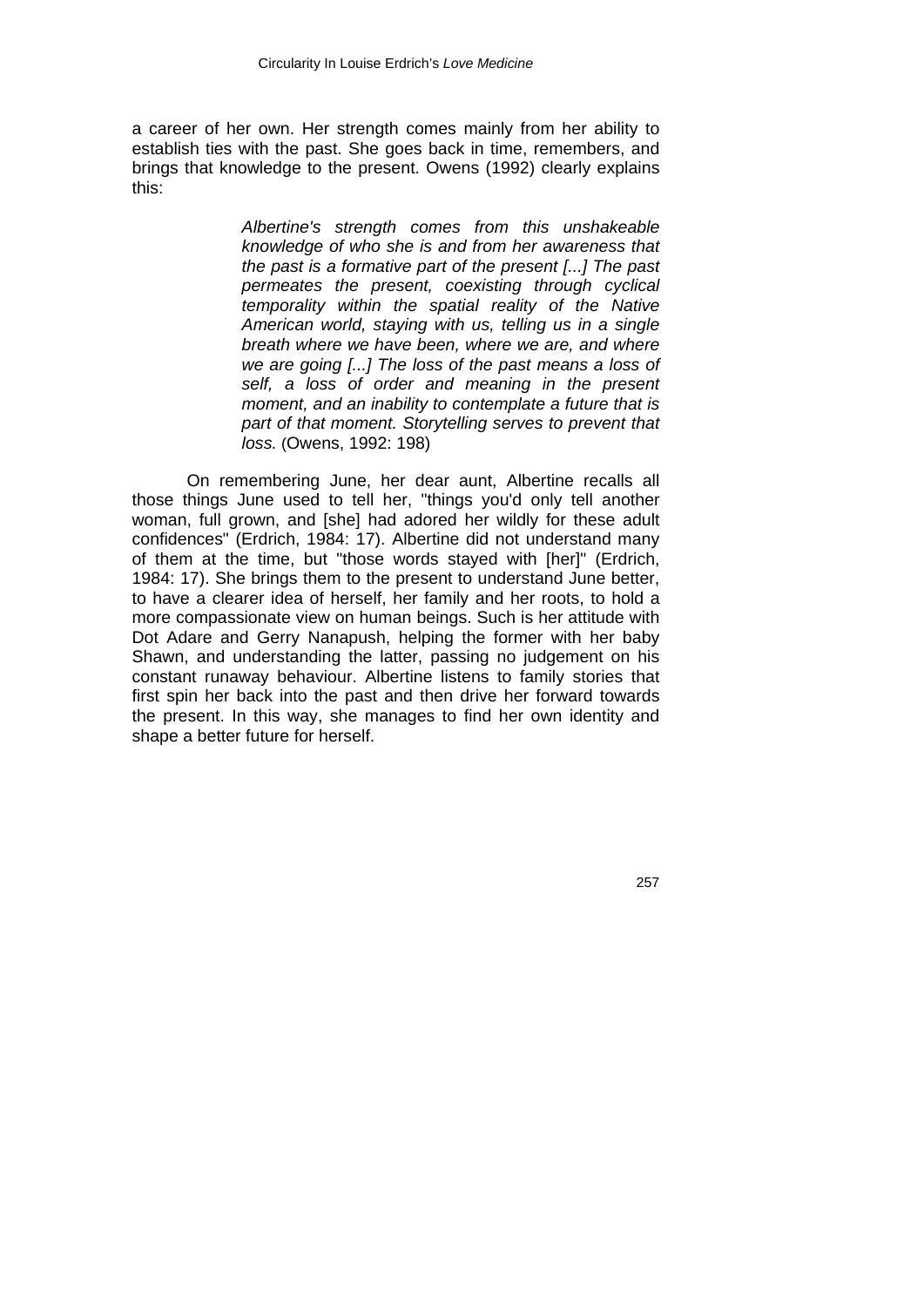a career of her own. Her strength comes mainly from her ability to establish ties with the past. She goes back in time, remembers, and brings that knowledge to the present. Owens (1992) clearly explains this:

> *Albertine's strength comes from this unshakeable knowledge of who she is and from her awareness that the past is a formative part of the present [...] The past permeates the present, coexisting through cyclical temporality within the spatial reality of the Native American world, staying with us, telling us in a single breath where we have been, where we are, and where we are going [...] The loss of the past means a loss of self, a loss of order and meaning in the present moment, and an inability to contemplate a future that is part of that moment. Storytelling serves to prevent that loss.* (Owens, 1992: 198)

On remembering June, her dear aunt, Albertine recalls all those things June used to tell her, "things you'd only tell another woman, full grown, and [she] had adored her wildly for these adult confidences" (Erdrich, 1984: 17). Albertine did not understand many of them at the time, but "those words stayed with [her]" (Erdrich, 1984: 17). She brings them to the present to understand June better, to have a clearer idea of herself, her family and her roots, to hold a more compassionate view on human beings. Such is her attitude with Dot Adare and Gerry Nanapush, helping the former with her baby Shawn, and understanding the latter, passing no judgement on his constant runaway behaviour. Albertine listens to family stories that first spin her back into the past and then drive her forward towards the present. In this way, she manages to find her own identity and shape a better future for herself.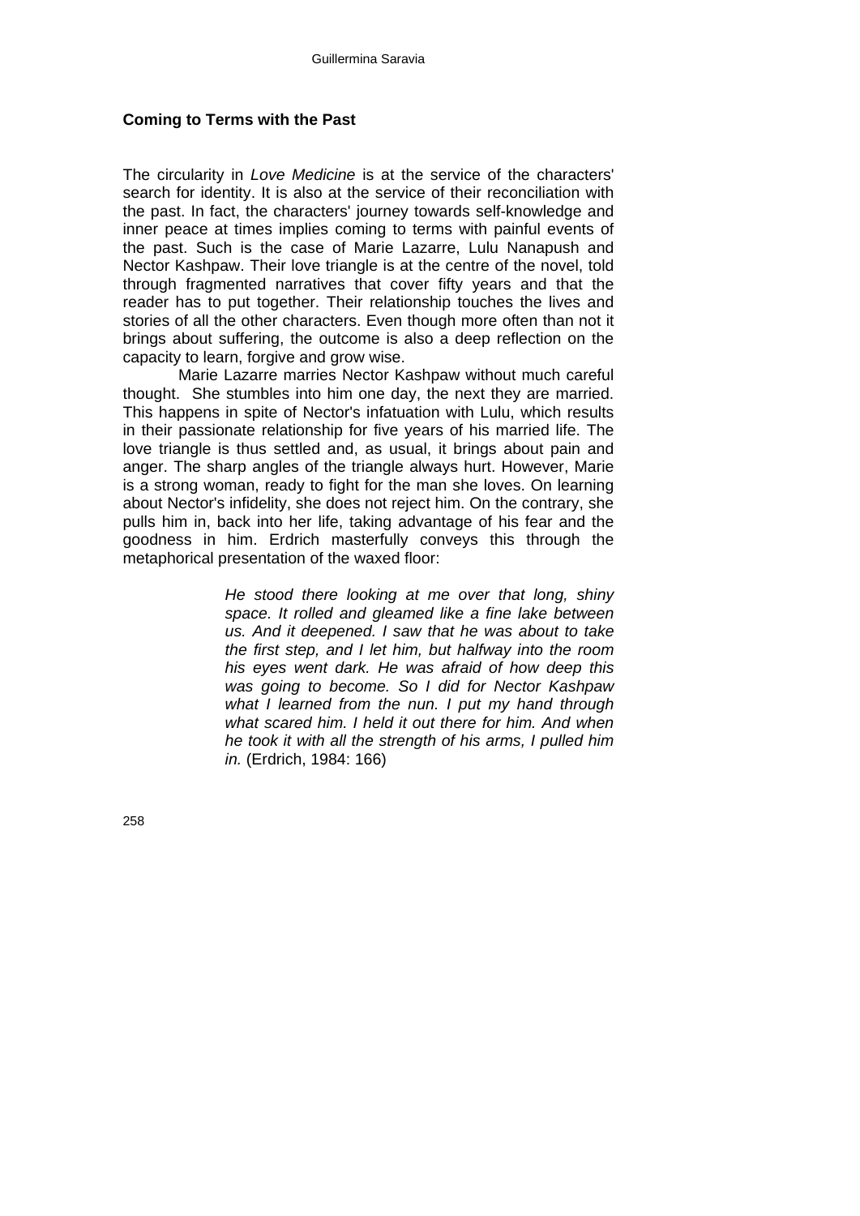## Coming to Terms with the Past

The circularity in *Love Medicine* is at the service of the characters' search for identity. It is also at the service of their reconciliation with the past. In fact, the characters' journey towards self-knowledge and inner peace at times implies coming to terms with painful events of the past. Such is the case of Marie Lazarre, Lulu Nanapush and Nector Kashpaw. Their love triangle is at the centre of the novel, told through fragmented narratives that cover fifty years and that the reader has to put together. Their relationship touches the lives and stories of all the other characters. Even though more often than not it brings about suffering, the outcome is also a deep reflection on the capacity to learn, forgive and grow wise.

Marie Lazarre marries Nector Kashpaw without much careful thought. She stumbles into him one day, the next they are married. This happens in spite of Nector's infatuation with Lulu, which results in their passionate relationship for five years of his married life. The love triangle is thus settled and, as usual, it brings about pain and anger. The sharp angles of the triangle always hurt. However, Marie is a strong woman, ready to fight for the man she loves. On learning about Nector's infidelity, she does not reject him. On the contrary, she pulls him in, back into her life, taking advantage of his fear and the goodness in him. Erdrich masterfully conveys this through the metaphorical presentation of the waxed floor:

> *He stood there looking at me over that long, shiny space. It rolled and gleamed like a fine lake between us. And it deepened. I saw that he was about to take the first step, and I let him, but halfway into the room his eyes went dark. He was afraid of how deep this was going to become. So I did for Nector Kashpaw what I learned from the nun. I put my hand through what scared him. I held it out there for him. And when he took it with all the strength of his arms, I pulled him in.* (Erdrich, 1984: 166)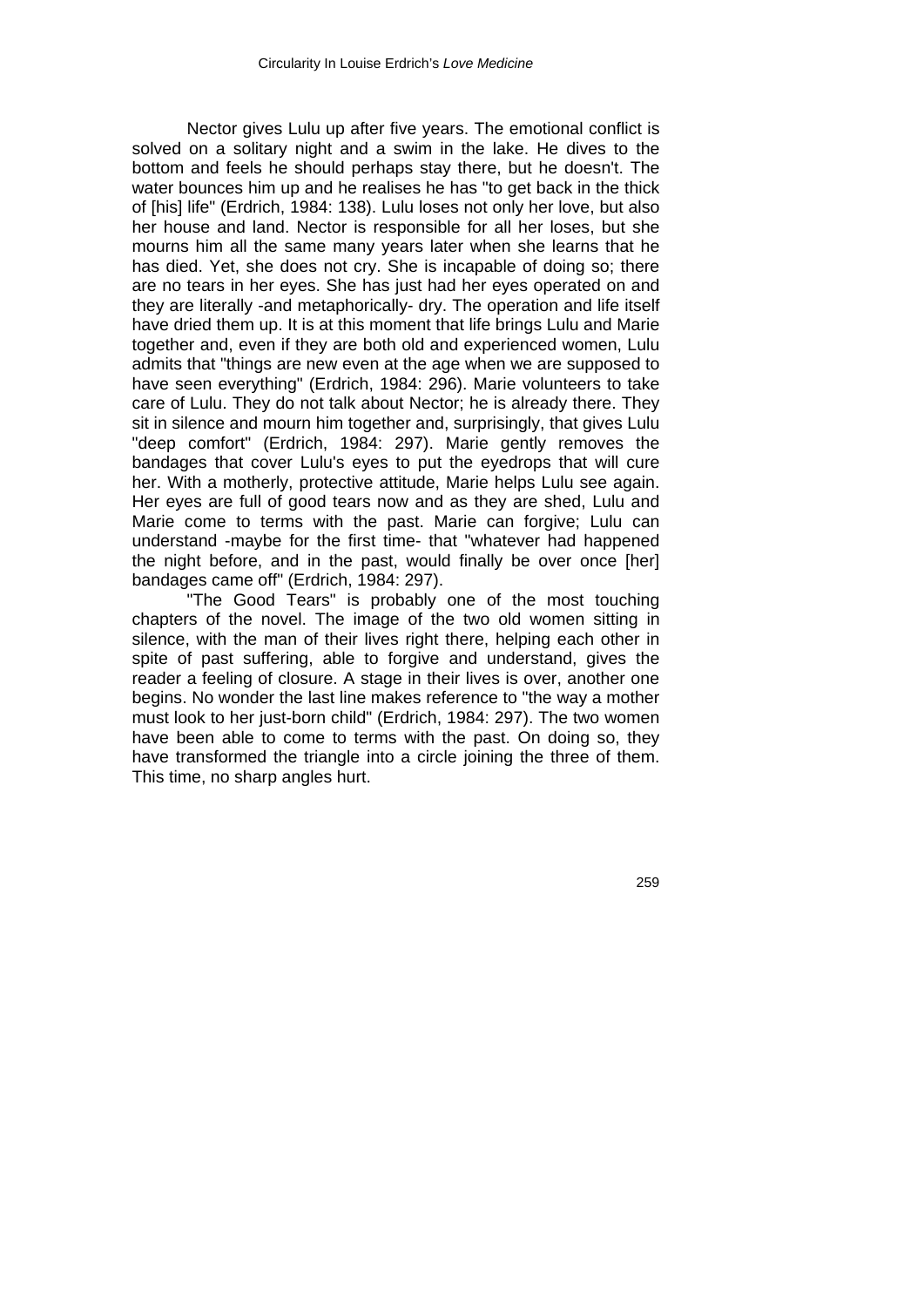Nector gives Lulu up after five years. The emotional conflict is solved on a solitary night and a swim in the lake. He dives to the bottom and feels he should perhaps stay there, but he doesn't. The water bounces him up and he realises he has "to get back in the thick of [his] life" (Erdrich, 1984: 138). Lulu loses not only her love, but also her house and land. Nector is responsible for all her loses, but she mourns him all the same many years later when she learns that he has died. Yet, she does not cry. She is incapable of doing so; there are no tears in her eyes. She has just had her eyes operated on and they are literally -and metaphorically- dry. The operation and life itself have dried them up. It is at this moment that life brings Lulu and Marie together and, even if they are both old and experienced women, Lulu admits that "things are new even at the age when we are supposed to have seen everything" (Erdrich, 1984: 296). Marie volunteers to take care of Lulu. They do not talk about Nector; he is already there. They sit in silence and mourn him together and, surprisingly, that gives Lulu "deep comfort" (Erdrich, 1984: 297). Marie gently removes the bandages that cover Lulu's eyes to put the eyedrops that will cure her. With a motherly, protective attitude, Marie helps Lulu see again. Her eyes are full of good tears now and as they are shed, Lulu and Marie come to terms with the past. Marie can forgive; Lulu can understand -maybe for the first time- that "whatever had happened the night before, and in the past, would finally be over once [her] bandages came off" (Erdrich, 1984: 297).

"The Good Tears" is probably one of the most touching chapters of the novel. The image of the two old women sitting in silence, with the man of their lives right there, helping each other in spite of past suffering, able to forgive and understand, gives the reader a feeling of closure. A stage in their lives is over, another one begins. No wonder the last line makes reference to "the way a mother must look to her just-born child" (Erdrich, 1984: 297). The two women have been able to come to terms with the past. On doing so, they have transformed the triangle into a circle joining the three of them. This time, no sharp angles hurt.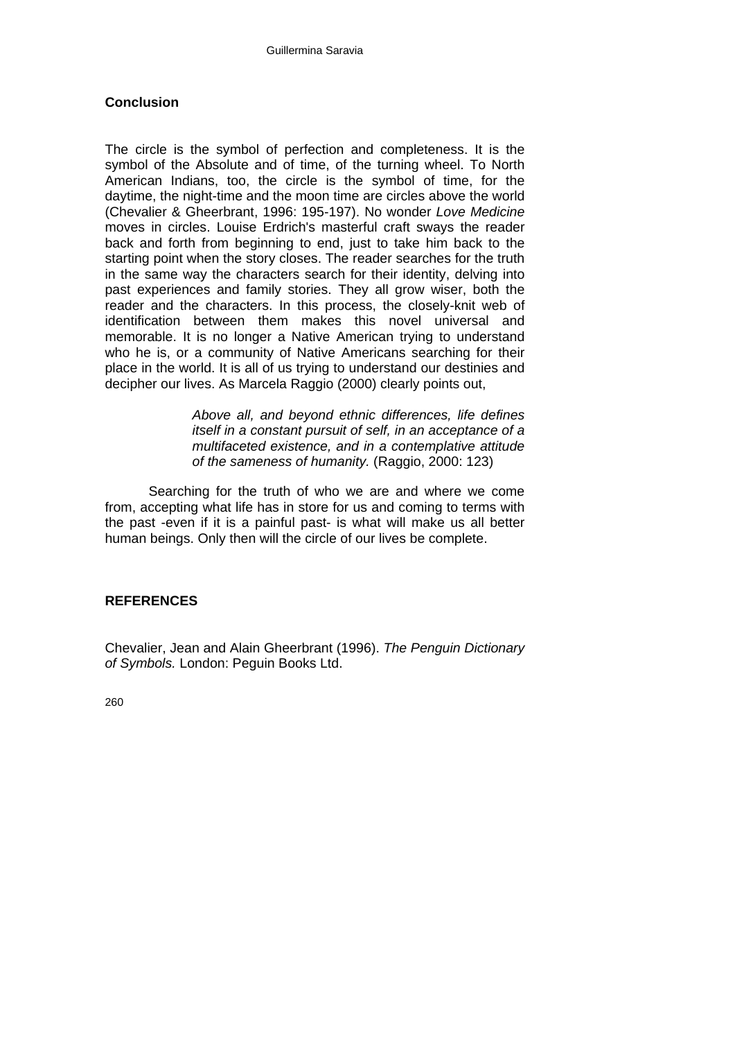## Conclusion

The circle is the symbol of perfection and completeness. It is the symbol of the Absolute and of time, of the turning wheel. To North American Indians, too, the circle is the symbol of time, for the daytime, the night-time and the moon time are circles above the world (Chevalier & Gheerbrant, 1996: 195-197). No wonder *Love Medicine* moves in circles. Louise Erdrich's masterful craft sways the reader back and forth from beginning to end, just to take him back to the starting point when the story closes. The reader searches for the truth in the same way the characters search for their identity, delving into past experiences and family stories. They all grow wiser, both the reader and the characters. In this process, the closely-knit web of identification between them makes this novel universal and memorable. It is no longer a Native American trying to understand who he is, or a community of Native Americans searching for their place in the world. It is all of us trying to understand our destinies and decipher our lives. As Marcela Raggio (2000) clearly points out,

> *Above all, and beyond ethnic differences, life defines itself in a constant pursuit of self, in an acceptance of a multifaceted existence, and in a contemplative attitude of the sameness of humanity.* (Raggio, 2000: 123)

Searching for the truth of who we are and where we come from, accepting what life has in store for us and coming to terms with the past -even if it is a painful past- is what will make us all better human beings. Only then will the circle of our lives be complete.

## REFERENCES

Chevalier, Jean and Alain Gheerbrant (1996). *The Penguin Dictionary of Symbols.* London: Peguin Books Ltd.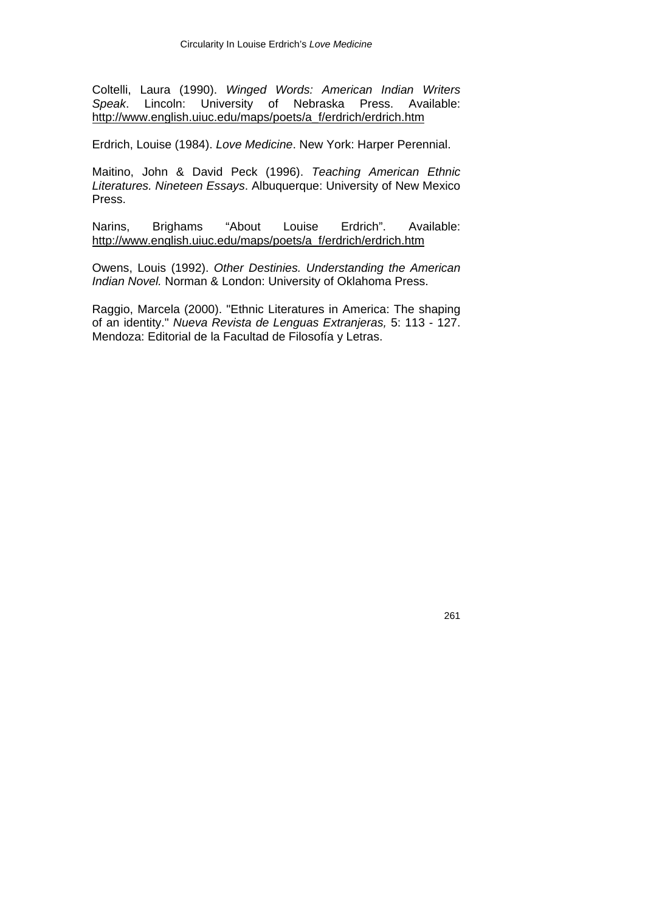Coltelli, Laura (1990). *Winged Words: American Indian Writers Speak*. Lincoln: University of Nebraska Press. Available: http://www.english.uiuc.edu/maps/poets/a_f/erdrich/erdrich.htm

Erdrich, Louise (1984). *Love Medicine*. New York: Harper Perennial.

Maitino, John & David Peck (1996). *Teaching American Ethnic Literatures. Nineteen Essays*. Albuquerque: University of New Mexico Press.

Narins, Brighams "About Louise Erdrich". Available: http://www.english.uiuc.edu/maps/poets/a_f/erdrich/erdrich.htm

Owens, Louis (1992). *Other Destinies. Understanding the American Indian Novel.* Norman & London: University of Oklahoma Press.

Raggio, Marcela (2000). "Ethnic Literatures in America: The shaping of an identity." *Nueva Revista de Lenguas Extranjeras,* 5: 113 - 127. Mendoza: Editorial de la Facultad de Filosofía y Letras.